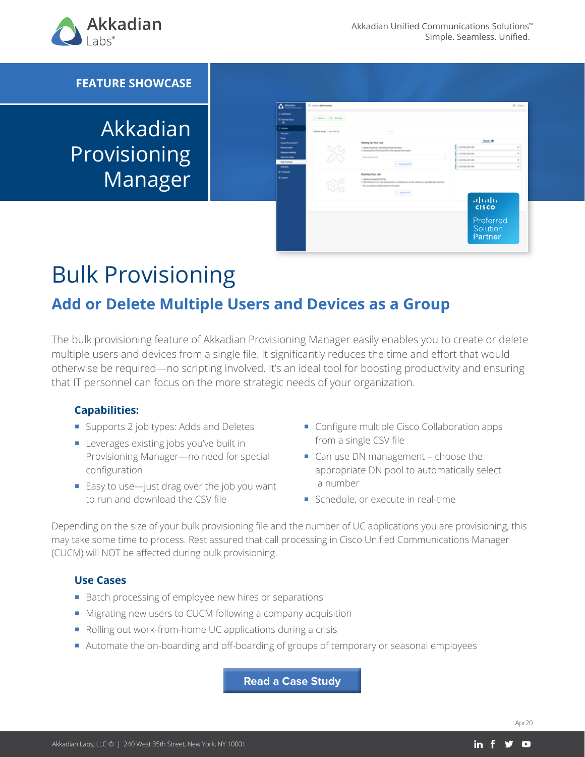Akkadian Labs®

Akkadian Unified Communications Solutions™
Simple. Seamless. Unified.

**FEATURE SHOWCASE**

# Akkadian Provisioning Manager

Cisco Preferred Solution Partner

# Bulk Provisioning

## Add or Delete Multiple Users and Devices as a Group

The bulk provisioning feature of Akkadian Provisioning Manager easily enables you to create or delete multiple users and devices from a single file. It significantly reduces the time and effort that would otherwise be required—no scripting involved. It's an ideal tool for boosting productivity and ensuring that IT personnel can focus on the more strategic needs of your organization.

### Capabilities:

- Supports 2 job types: Adds and Deletes
- Leverages existing jobs you've built in Provisioning Manager—no need for special configuration
- Easy to use—just drag over the job you want to run and download the CSV file
- Configure multiple Cisco Collaboration apps from a single CSV file
- Can use DN management – choose the appropriate DN pool to automatically select a number
- Schedule, or execute in real-time

Depending on the size of your bulk provisioning file and the number of UC applications you are provisioning, this may take some time to process. Rest assured that call processing in Cisco Unified Communications Manager (CUCM) will NOT be affected during bulk provisioning.

### Use Cases

- Batch processing of employee new hires or separations
- Migrating new users to CUCM following a company acquisition
- Rolling out work-from-home UC applications during a crisis
- Automate the on-boarding and off-boarding of groups of temporary or seasonal employees

**Read a Case Study**

Apr20

Akkadian Labs, LLC © | 240 West 35th Street, New York, NY 10001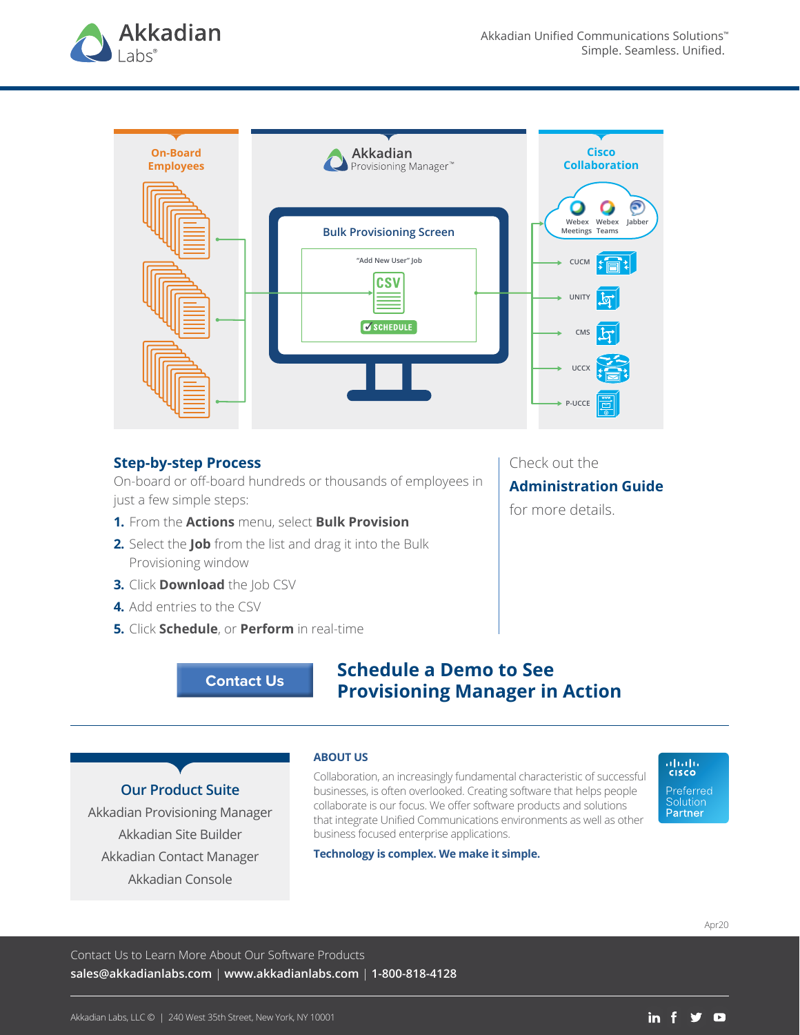Akkadian Unified Communications Solutions™
Simple. Seamless. Unified.

On-Board Employees

Akkadian Provisioning Manager™

Bulk Provisioning Screen

"Add New User" Job

CSV

SCHEDULE

Cisco Collaboration

Webex Meetings
Webex Teams
Jabber

CUCM
UNITY
CMS
UCCX
P-UCCE

## Step-by-step Process

On-board or off-board hundreds or thousands of employees in just a few simple steps:

1. From the **Actions** menu, select **Bulk Provision**
2. Select the **Job** from the list and drag it into the Bulk Provisioning window
3. Click **Download** the Job CSV
4. Add entries to the CSV
5. Click **Schedule**, or **Perform** in real-time

Check out the **Administration Guide** for more details.

**Contact Us**

## Schedule a Demo to See Provisioning Manager in Action

### Our Product Suite

Akkadian Provisioning Manager
Akkadian Site Builder
Akkadian Contact Manager
Akkadian Console

### ABOUT US

Collaboration, an increasingly fundamental characteristic of successful businesses, is often overlooked. Creating software that helps people collaborate is our focus. We offer software products and solutions that integrate Unified Communications environments as well as other business focused enterprise applications.

**Technology is complex. We make it simple.**

Cisco Preferred Solution Partner

Apr20

Contact Us to Learn More About Our Software Products
**sales@akkadianlabs.com** | **www.akkadianlabs.com** | **1-800-818-4128**

Akkadian Labs, LLC © | 240 West 35th Street, New York, NY 10001